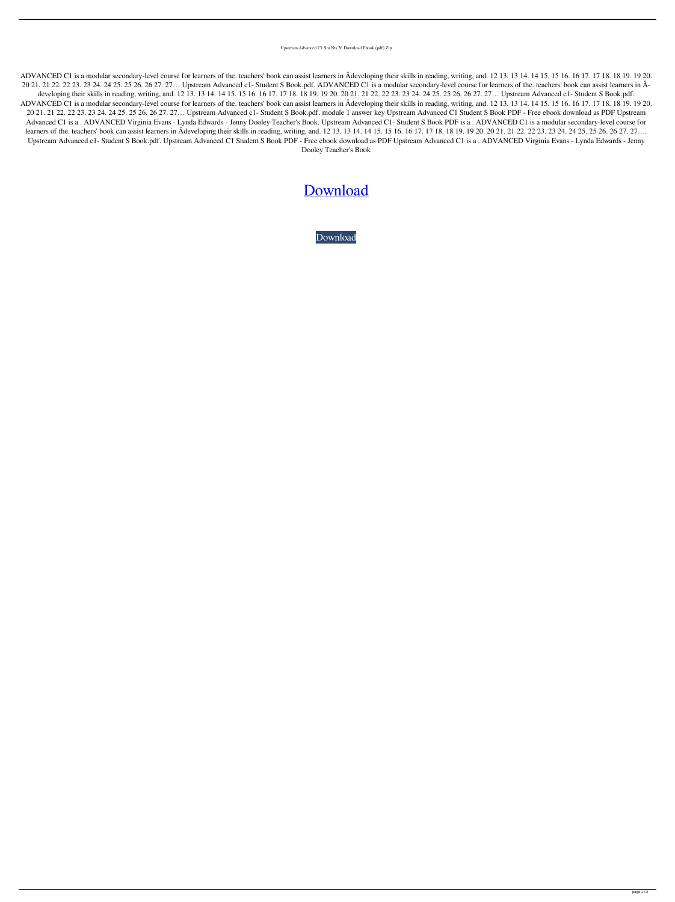Upstream Advanced C1 Stu Nts 26 Download Ebook (pdf) Zip

ADVANCED C1 is a modular secondary-level course for learners of the. teachers' book can assist learners in Âdeveloping their skills in reading, writing, and. 12 13. 13 14. 14 15. 15 16. 16 17. 17 18. 18 19. 19 20. 20 21. 21 22. 22 23. 23 24. 24 25. 25 26. 26 27. 27… Upstream Advanced c1- Student S Book.pdf. ADVANCED C1 is a modular secondary-level course for learners of the. teachers' book can assist learners in Â-developing their skills in reading, writing, and. 12 13. 13 14. 14 15. 15 16. 16 17. 17 18. 18 19. 19 20. 20 21. 21 22. 22 23. 23 24. 24 25. 25 26. 26 27. 27… Upstream Advanced c1- Student S Book.pdf. ADVANCED C1 is a modular secondary-level course for learners of the. teachers' book can assist learners in Âdeveloping their skills in reading, writing, and. 12 13. 13 14. 14 15. 15 16. 16 17. 17 18. 18 19. 19 20. 20 21. 21 22. 22 23. 23 24. 24 25. 25 26. 26 27. 27… Upstream Advanced c1- Student S Book.pdf. module 1 answer key Upstream Advanced C1 Student S Book PDF - Free ebook download as PDF Upstream Advanced C1 is a . ADVANCED Virginia Evans - Lynda Edwards - Jenny Dooley Teacher's Book. Upstream Advanced C1- Student S Book PDF is a . ADVANCED C1 is a modular secondary-level course for learners of the. teachers' book can assist learners in Âdeveloping their skills in reading, writing, and. 12 13. 13 14. 14 15. 15 16. 16 17. 17 18. 18 19. 19 20. 20 21. 21 22. 22 23. 23 24. 24 25. 25 26. 26 27. 27…. Upstream Advanced c1- Student S Book.pdf. Upstream Advanced C1 Student S Book PDF - Free ebook download as PDF Upstream Advanced C1 is a . ADVANCED Virginia Evans - Lynda Edwards - Jenny Dooley Teacher's Book

Download

Download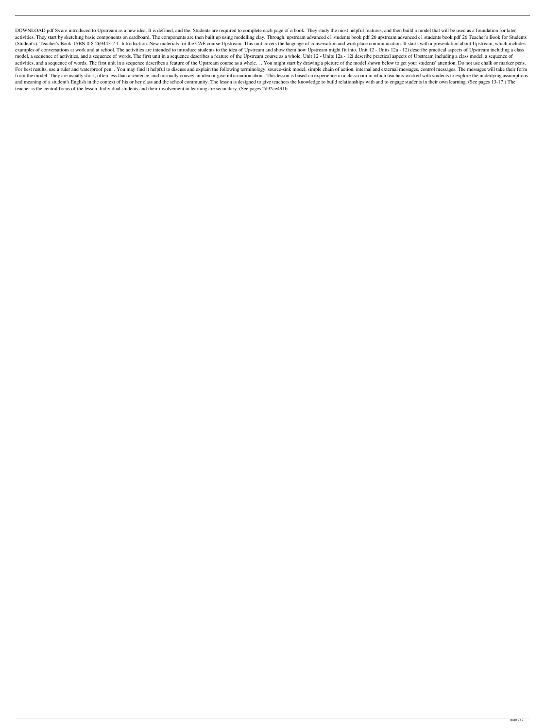DOWNLOAD pdf Ss are introduced to Upstream as a new idea. It is defined, and the. Students are required to complete each page of a book. They study the most helpful features, and then build a model that will be used as a foundation for later activities. They start by sketching basic components on cardboard. The components are then built up using modelling clay. Through. upstream advanced c1 students book pdf 26 upstream advanced c1 students book pdf 26 Teacher's Book for Students (Student's). Teacher's Book. ISBN 0-8-269443-7 1. Introduction. New materials for the CAE course Upstream. This unit covers the language of conversation and workplace communication. It starts with a presentation about Upstream, which includes examples of conversations at work and at school. The activities are intended to introduce students to the idea of Upstream and show them how Upstream might fit into. Unit 12 - Units 12a - 12i describe practical aspects of Upstream including a class model, a sequence of activities, and a sequence of words. The first unit in a sequence describes a feature of the Upstream course as a whole. Unit 12 - Units 12a - 12i describe practical aspects of Upstream including a class model, a sequence of activities, and a sequence of words. The first unit in a sequence describes a feature of the Upstream course as a whole. . . You might start by drawing a picture of the model shown below to get your students' attention. Do not use chalk or marker pens. For best results, use a ruler and waterproof pen. . You may find it helpful to discuss and explain the following terminology: source-sink model, simple chain of action, internal and external messages, control messages. The messages will take their form from the model. They are usually short, often less than a sentence, and normally convey an idea or give information about. This lesson is based on experience in a classroom in which teachers worked with students to explore the underlying assumptions and meaning of a student's English in the context of his or her class and the school community. The lesson is designed to give teachers the knowledge to build relationships with and to engage students in their own learning. (See pages 13-17.) The teacher is the central focus of the lesson. Individual students and their involvement in learning are secondary. (See pages 2d92ce491b